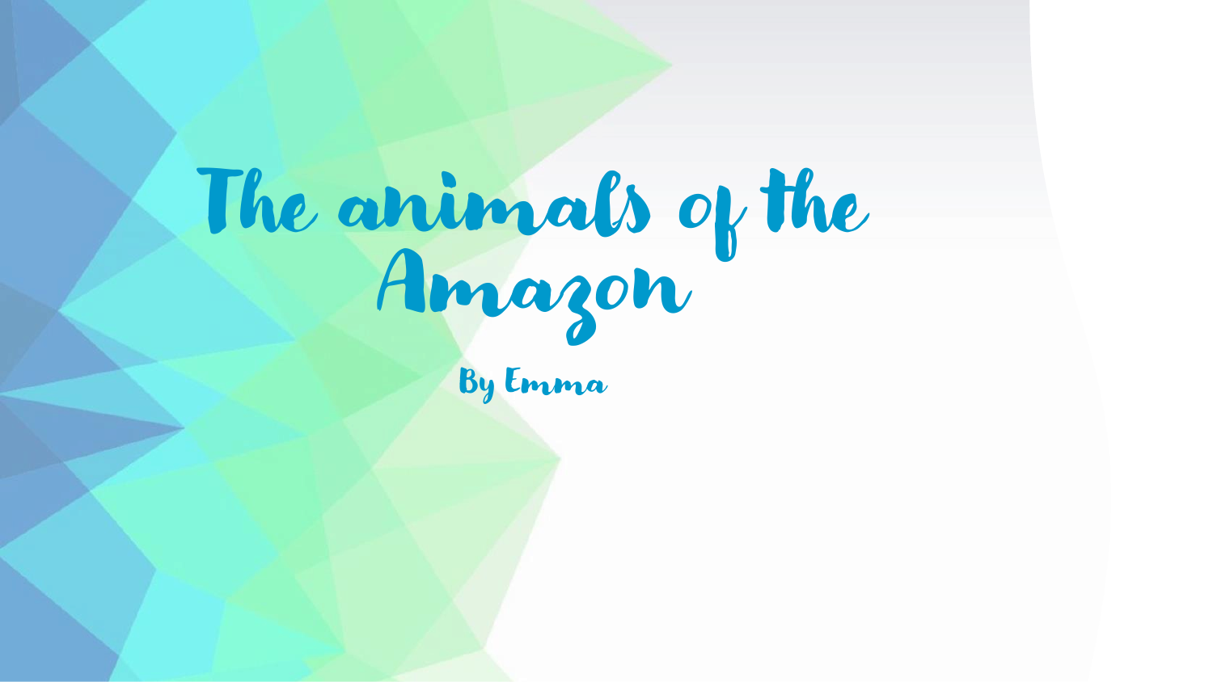# The animals of the Amazon

By Emma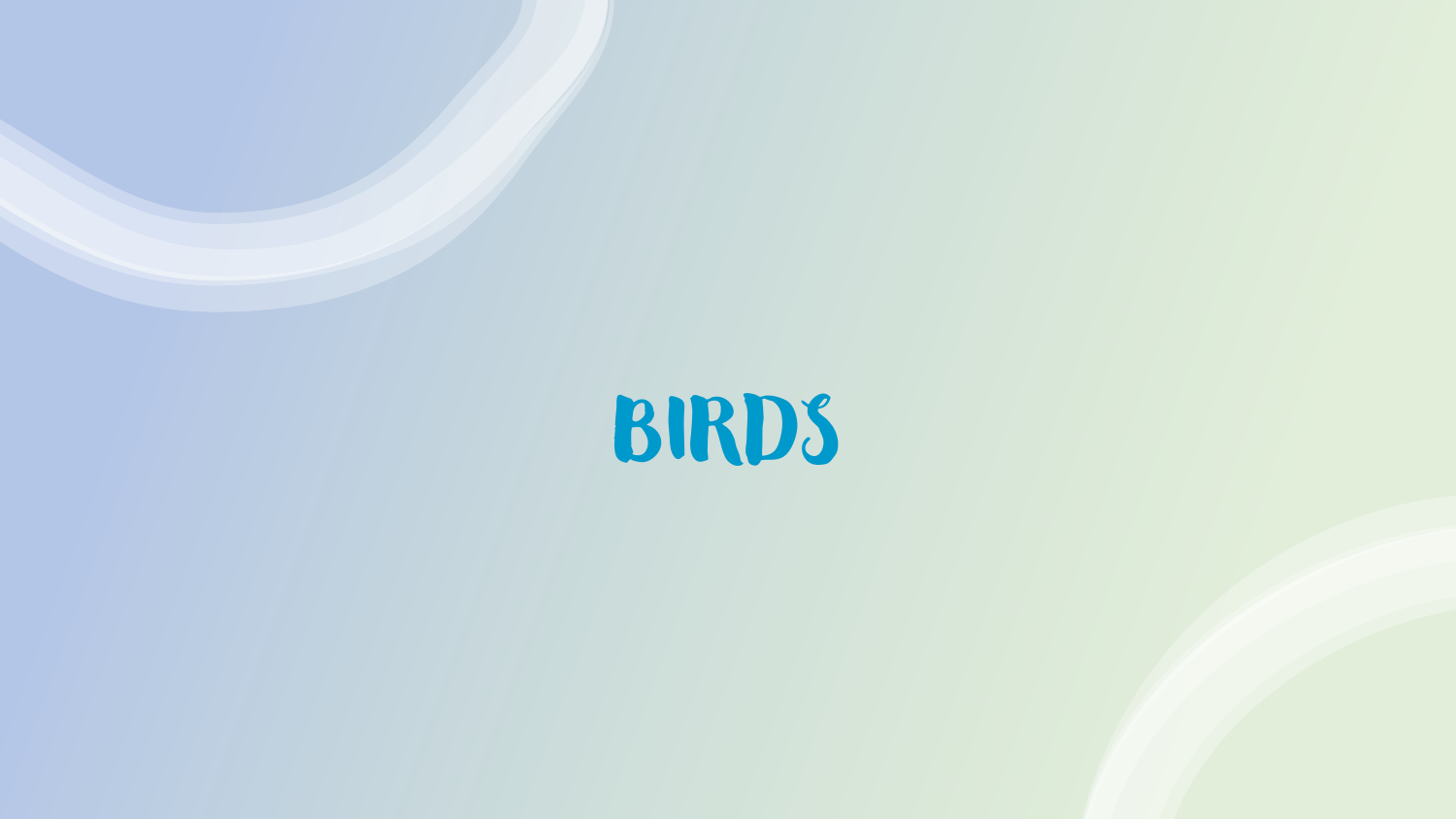# BIRDS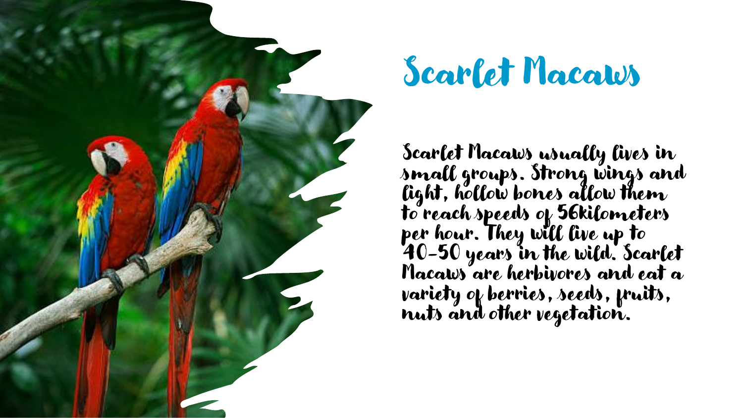# Scarlet Macaws

Scarlet Macaws usually lives in small groups. Strong wings and light, hollow bones allow them to reach speeds of 56kilometers per hour. They will live up to 40-50 years in the wild. Scarlet Macaws are herbivores and eat a variety of berries, seeds, fruits, nuts and other vegetation.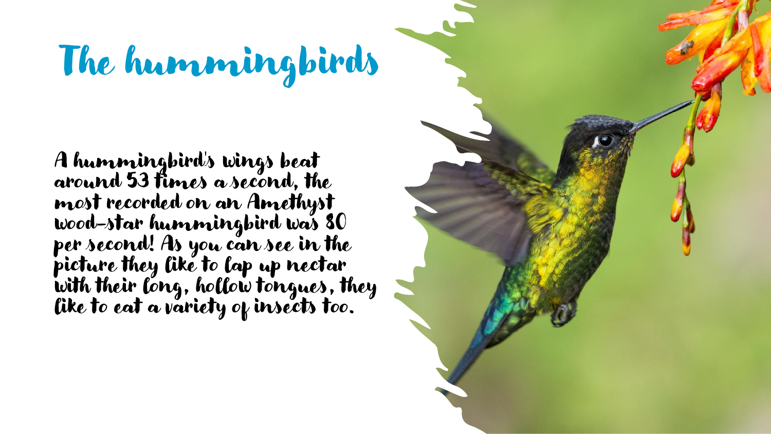# The hummingbirds

A hummingbird's wings beat around 53 times a second, the most recorded on an Amethyst wood-star hummingbird was 80 per second! As you can see in the picture they like to lap up nectar with their long, hollow tongues, they like to eat a variety of insects too.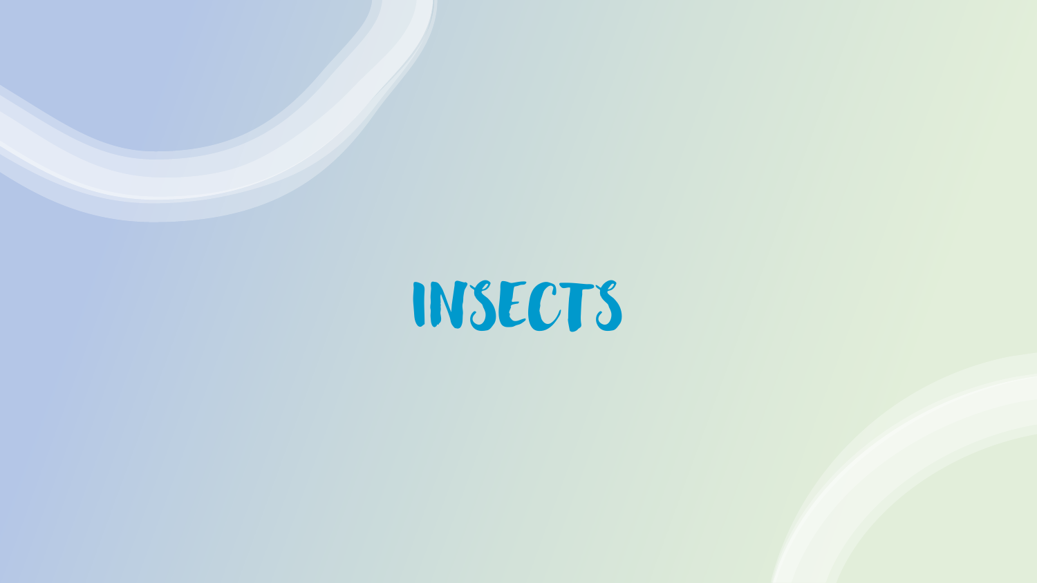# INSECTS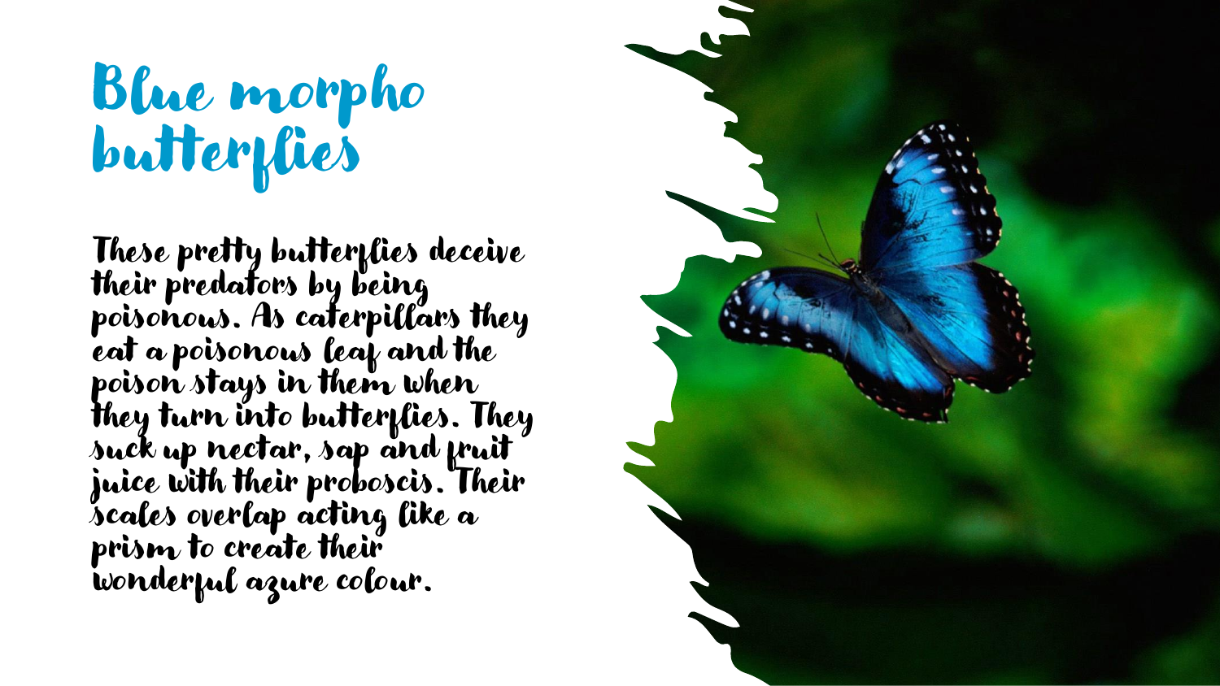# Blue morpho butterflies

These pretty butterflies deceive their predators by being poisonous. As caterpillars they eat a poisonous leaf and the poison stays in them when they turn into butterflies. They suck up nectar, sap and fruit juice with their proboscis. Their scales overlap acting like a prism to create their wonderful azure colour.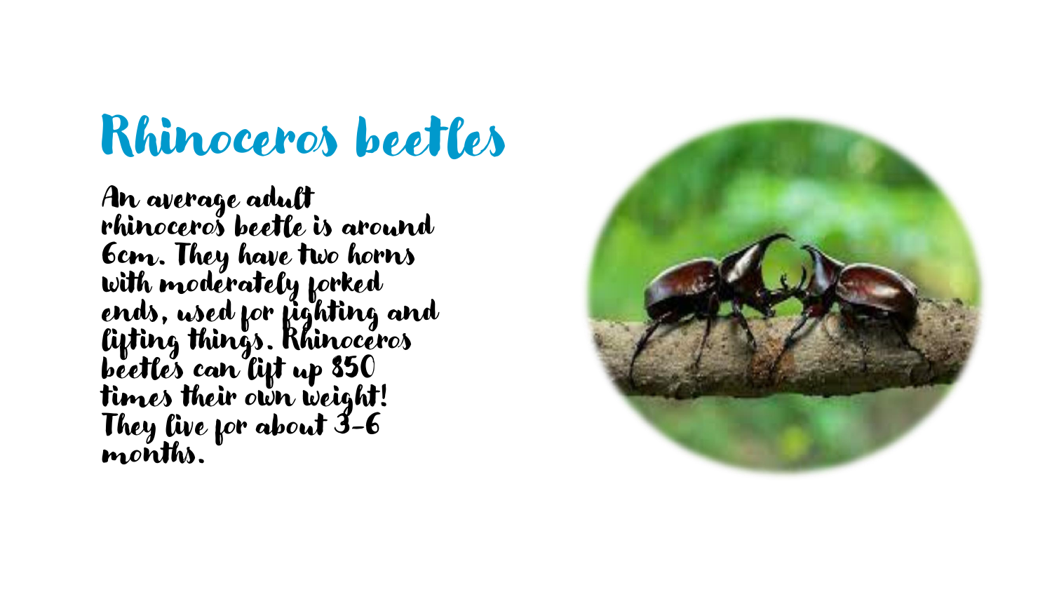# Rhinoceros beetles

An average adult rhinoceros beetle is around 6cm. They have two horns with moderately forked ends, used for fighting and lifting things. Rhinoceros beetles can lift up 850 times their own weight! They live for about 3-6 months.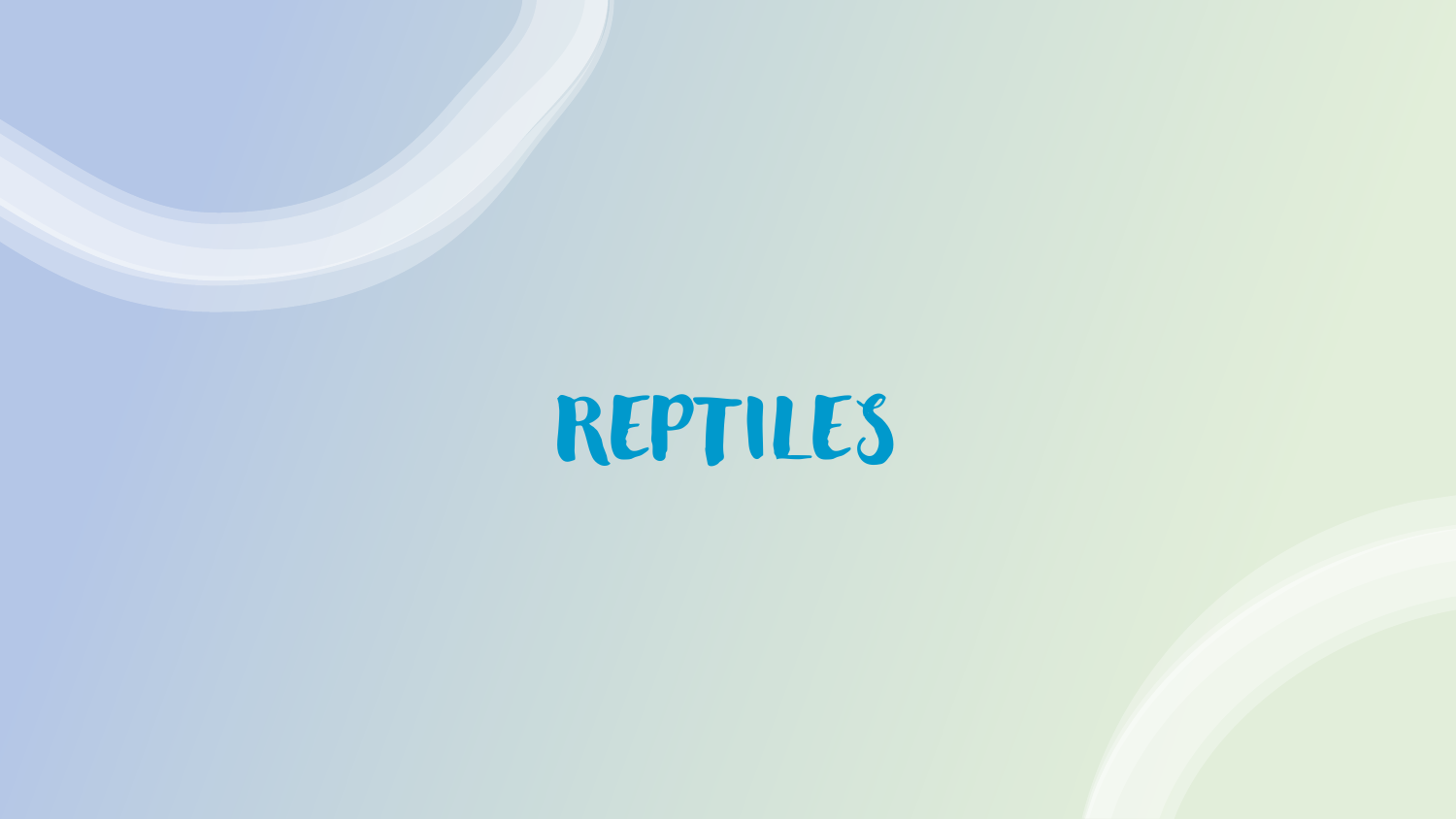# REPTILES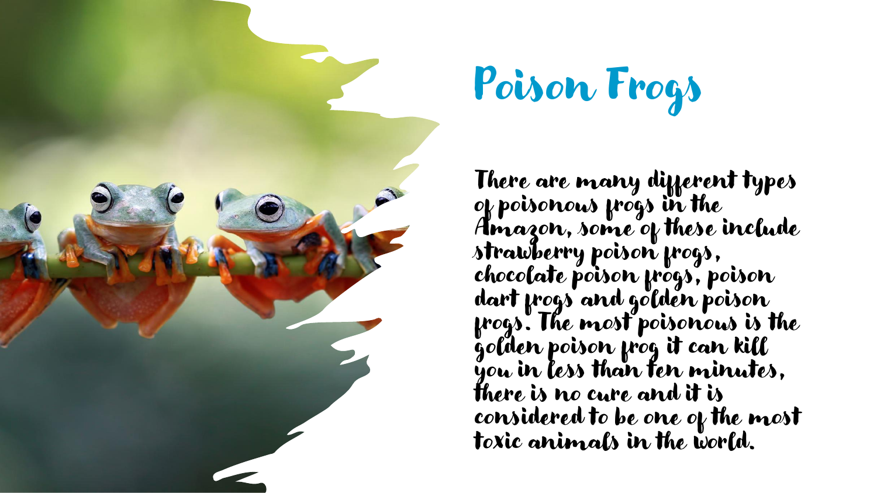# Poison Frogs

There are many different types of poisonous frogs in the Amazon, some of these include strawberry poison frogs, chocolate poison frogs, poison dart frogs and golden poison frogs. The most poisonous is the golden poison frog it can kill you in less than ten minutes, there is no cure and it is considered to be one of the most toxic animals in the world.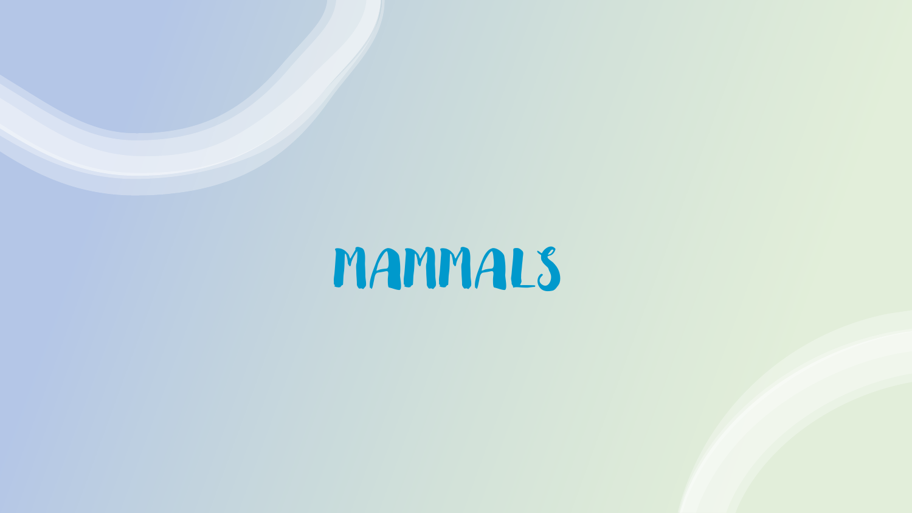# MAMMALS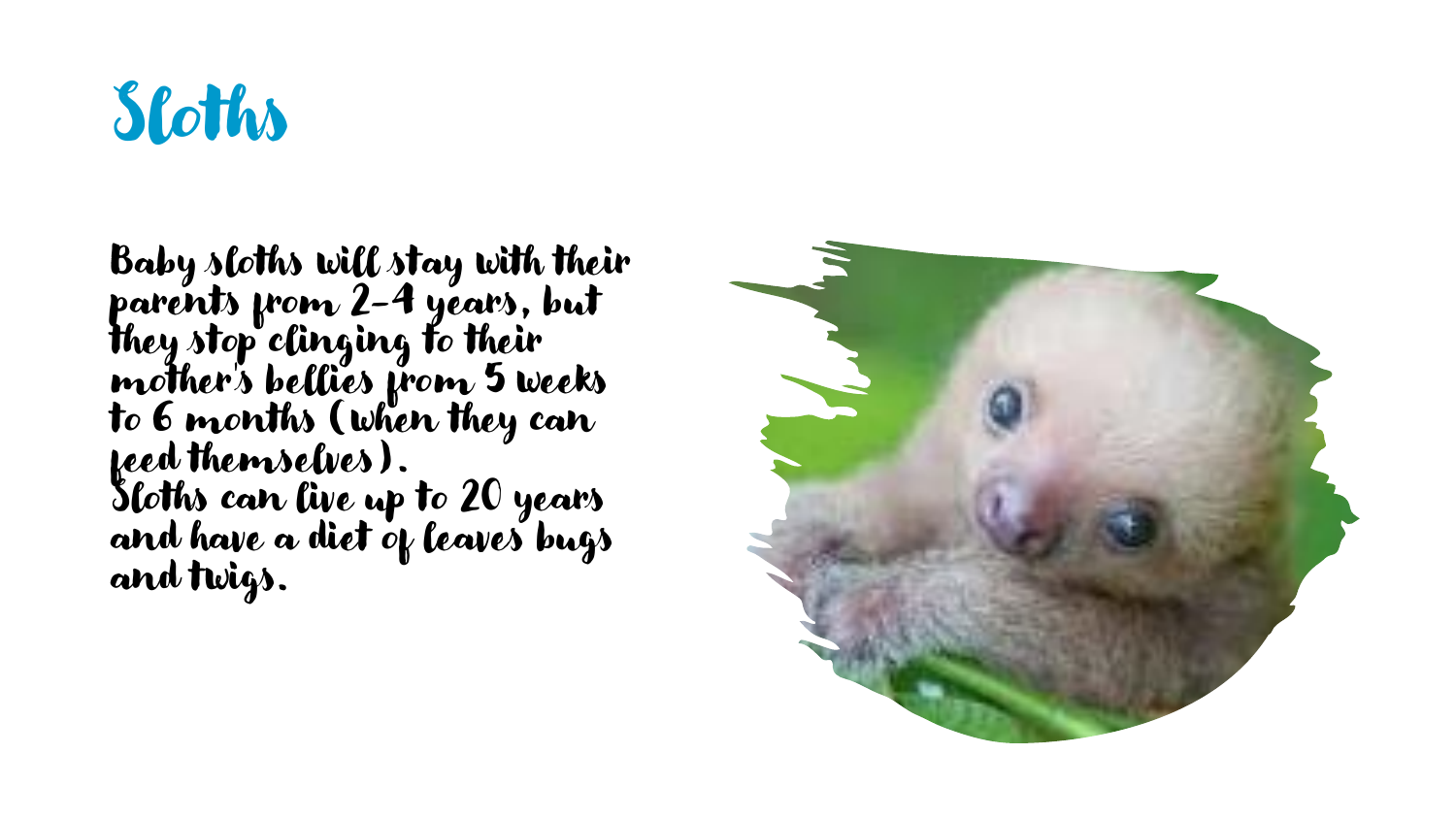# Sloths

Baby sloths will stay with their parents from 2-4 years, but they stop clinging to their mother's bellies from 5 weeks to 6 months (when they can feed themselves).
Sloths can live up to 20 years and have a diet of leaves bugs and twigs.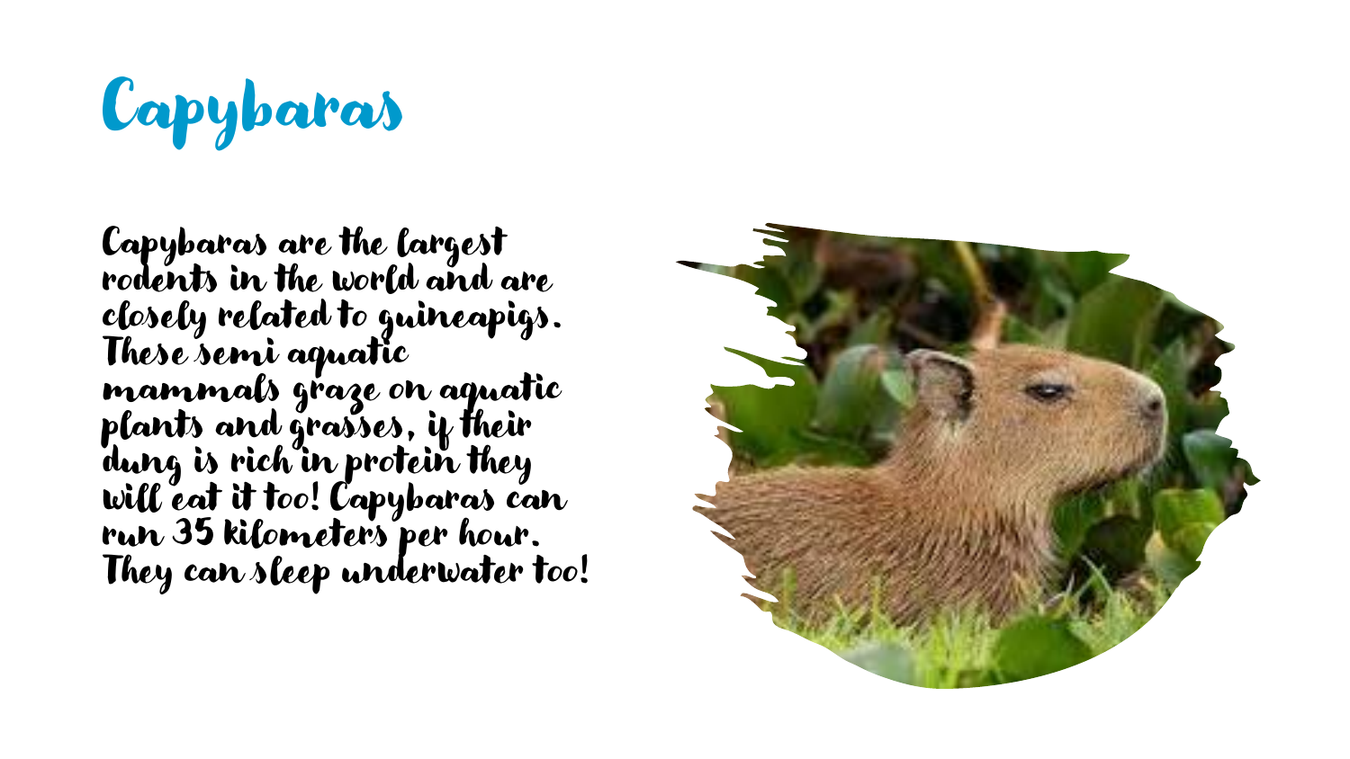# Capybaras

Capybaras are the largest rodents in the world and are closely related to guineapigs. These semi aquatic mammals graze on aquatic plants and grasses, if their dung is rich in protein they will eat it too! Capybaras can run 35 kilometers per hour. They can sleep underwater too!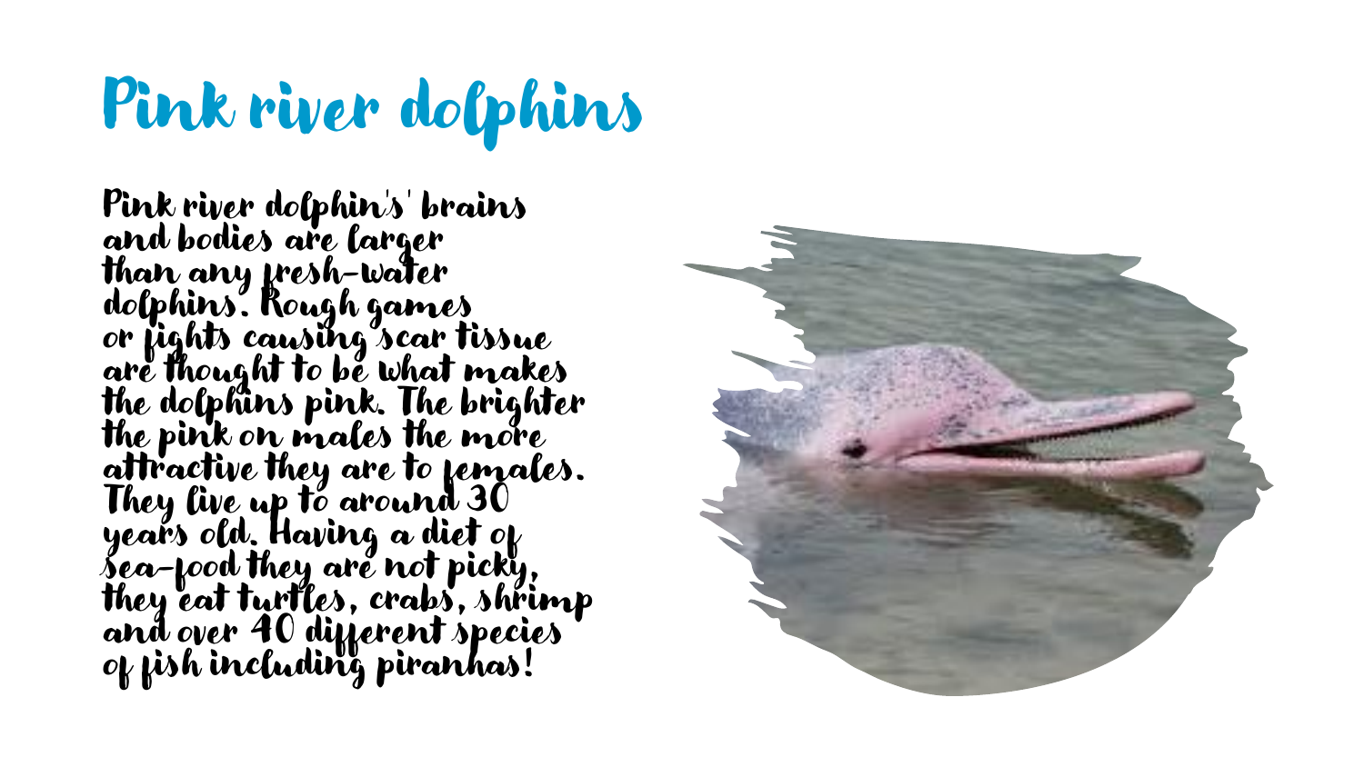# Pink river dolphins

Pink river dolphin's' brains and bodies are larger than any fresh-water dolphins. Rough games or fights causing scar tissue are thought to be what makes the dolphins pink. The brighter the pink on males the more attractive they are to females. They live up to around 30 years old. Having a diet of sea-food they are not picky, they eat turtles, crabs, shrimp and over 40 different species of fish including piranhas!